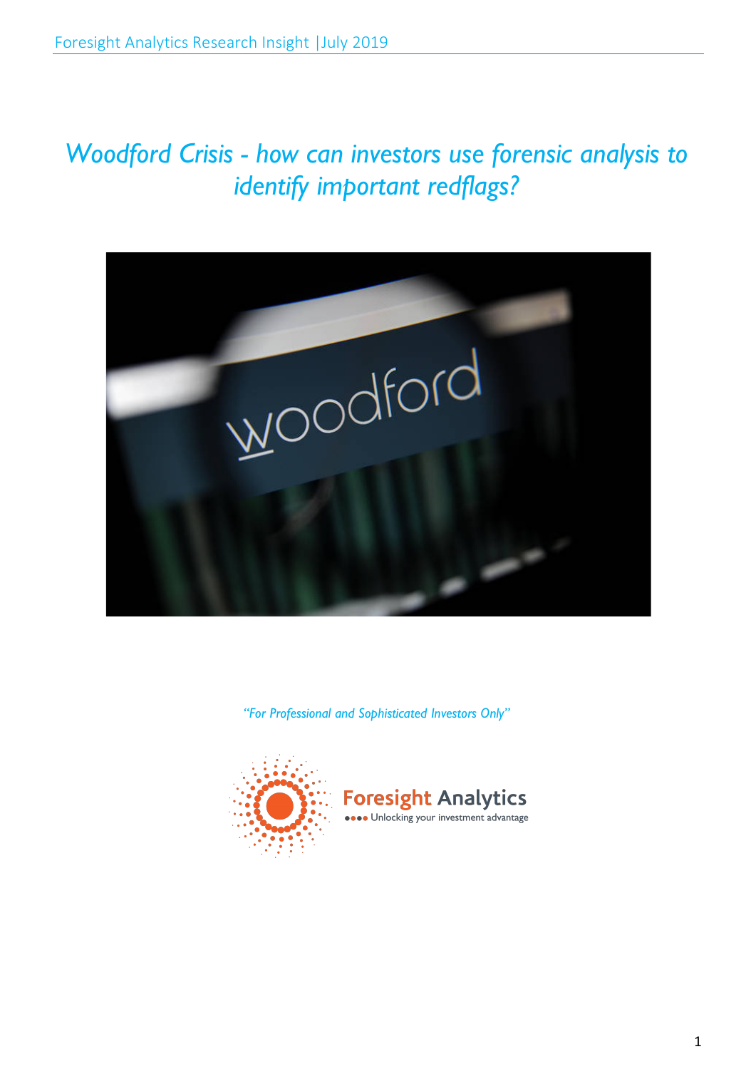# *Woodford Crisis - how can investors use forensic analysis to identify important redflags?*

*"For Professional and Sophisticated Investors Only"*

Foresight Analytics

Unlocking your investment advantage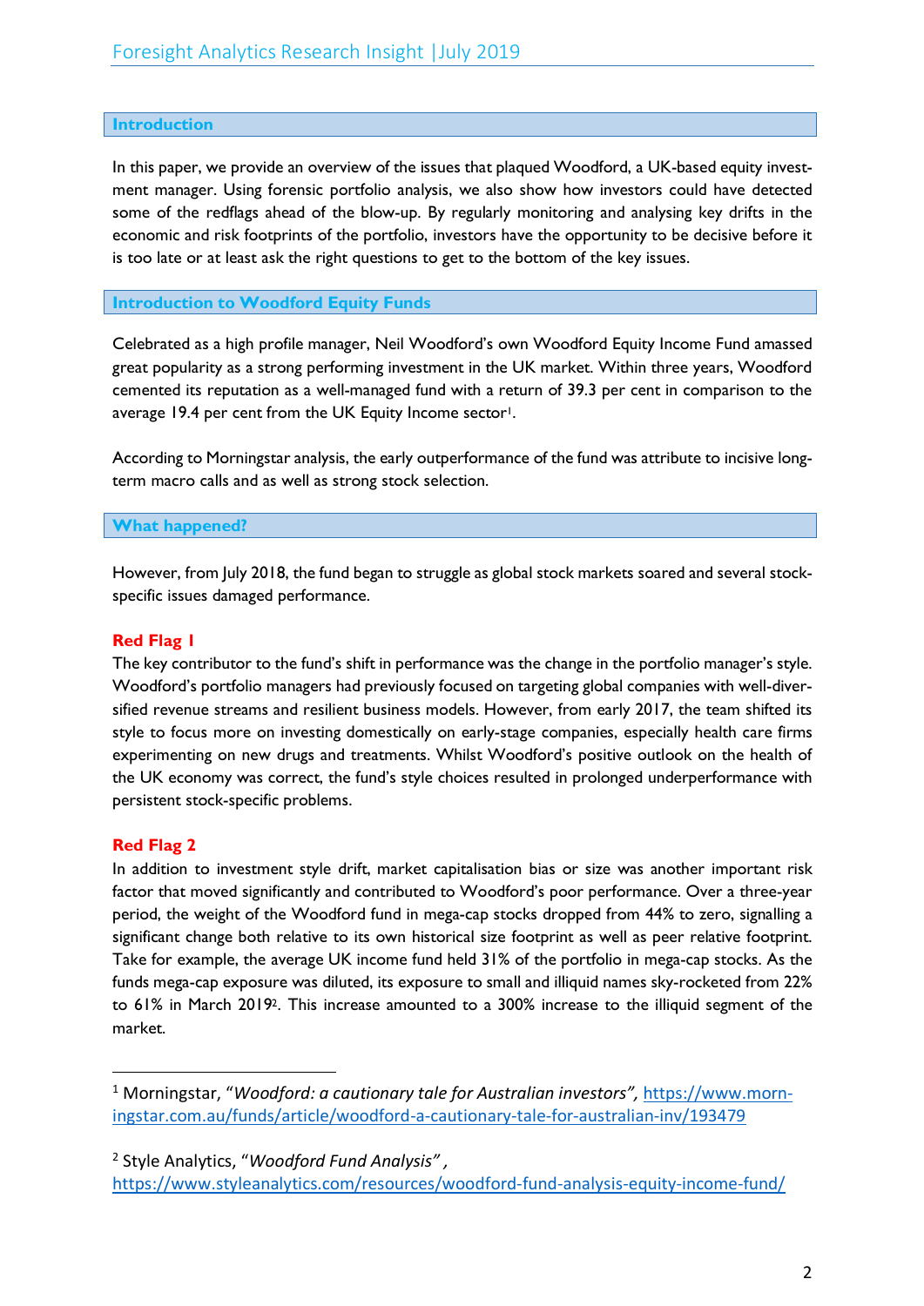## Introduction

In this paper, we provide an overview of the issues that plagued Woodford, a UK-based equity investment manager. Using forensic portfolio analysis, we also show how investors could have detected some of the redflags ahead of the blow-up. By regularly monitoring and analysing key drifts in the economic and risk footprints of the portfolio, investors have the opportunity to be decisive before it is too late or at least ask the right questions to get to the bottom of the key issues.

## Introduction to Woodford Equity Funds

Celebrated as a high profile manager, Neil Woodford's own Woodford Equity Income Fund amassed great popularity as a strong performing investment in the UK market. Within three years, Woodford cemented its reputation as a well-managed fund with a return of 39.3 per cent in comparison to the average 19.4 per cent from the UK Equity Income sector[1].

According to Morningstar analysis, the early outperformance of the fund was attribute to incisive long-term macro calls and as well as strong stock selection.

## What happened?

However, from July 2018, the fund began to struggle as global stock markets soared and several stock-specific issues damaged performance.

### Red Flag 1

The key contributor to the fund's shift in performance was the change in the portfolio manager's style. Woodford's portfolio managers had previously focused on targeting global companies with well-diversified revenue streams and resilient business models. However, from early 2017, the team shifted its style to focus more on investing domestically on early-stage companies, especially health care firms experimenting on new drugs and treatments. Whilst Woodford's positive outlook on the health of the UK economy was correct, the fund's style choices resulted in prolonged underperformance with persistent stock-specific problems.

### Red Flag 2

In addition to investment style drift, market capitalisation bias or size was another important risk factor that moved significantly and contributed to Woodford's poor performance. Over a three-year period, the weight of the Woodford fund in mega-cap stocks dropped from 44% to zero, signalling a significant change both relative to its own historical size footprint as well as peer relative footprint. Take for example, the average UK income fund held 31% of the portfolio in mega-cap stocks. As the funds mega-cap exposure was diluted, its exposure to small and illiquid names sky-rocketed from 22% to 61% in March 2019[2]. This increase amounted to a 300% increase to the illiquid segment of the market.

---

[1] Morningstar, "*Woodford: a cautionary tale for Australian investors*", https://www.morningstar.com.au/funds/article/woodford-a-cautionary-tale-for-australian-inv/193479

[2] Style Analytics, "*Woodford Fund Analysis*", https://www.styleanalytics.com/resources/woodford-fund-analysis-equity-income-fund/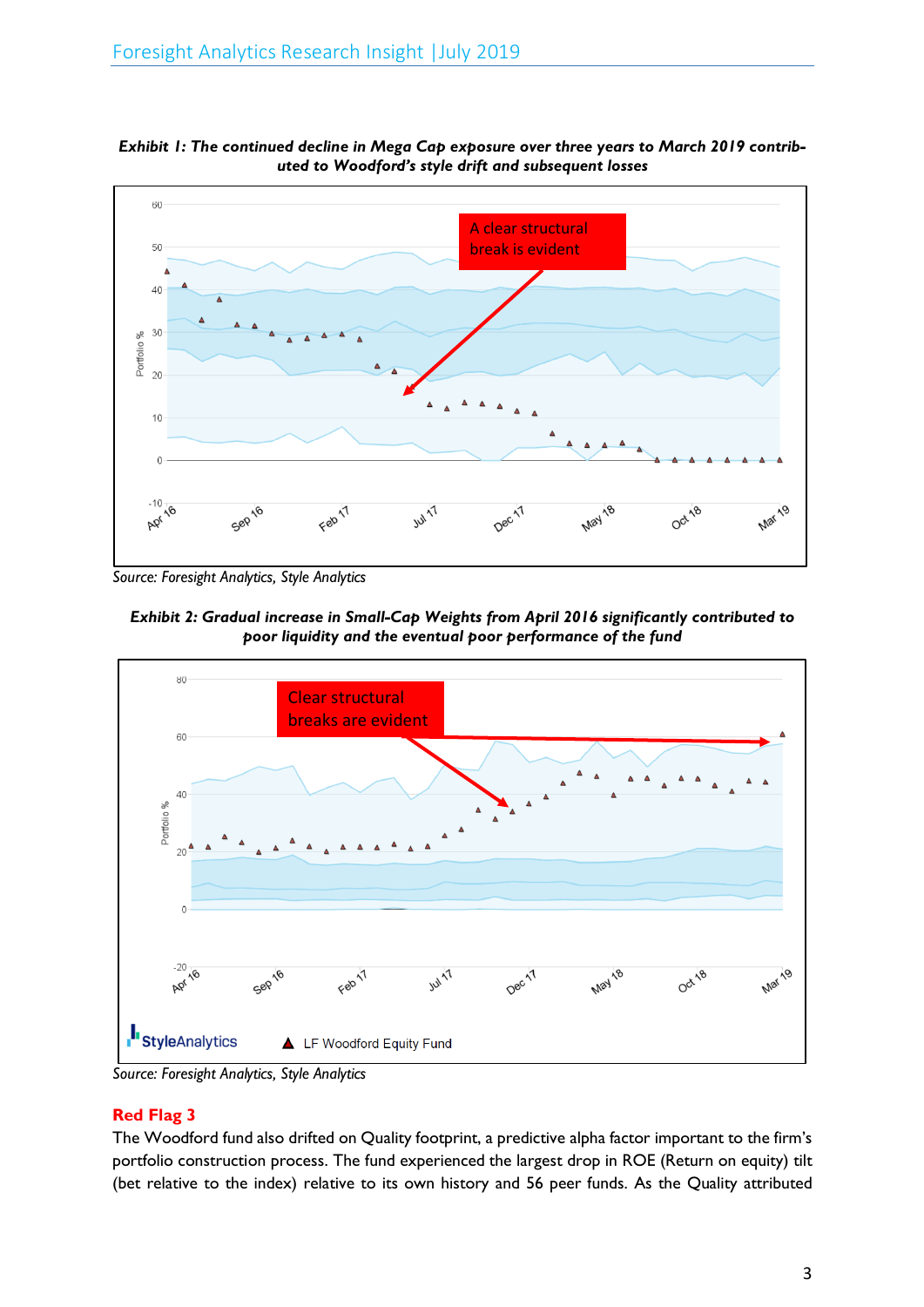***Exhibit 1: The continued decline in Mega Cap exposure over three years to March 2019 contributed to Woodford's style drift and subsequent losses***

*Source: Foresight Analytics, Style Analytics*

***Exhibit 2: Gradual increase in Small-Cap Weights from April 2016 significantly contributed to poor liquidity and the eventual poor performance of the fund***

*Source: Foresight Analytics, Style Analytics*

## Red Flag 3

The Woodford fund also drifted on Quality footprint, a predictive alpha factor important to the firm's portfolio construction process. The fund experienced the largest drop in ROE (Return on equity) tilt (bet relative to the index) relative to its own history and 56 peer funds. As the Quality attributed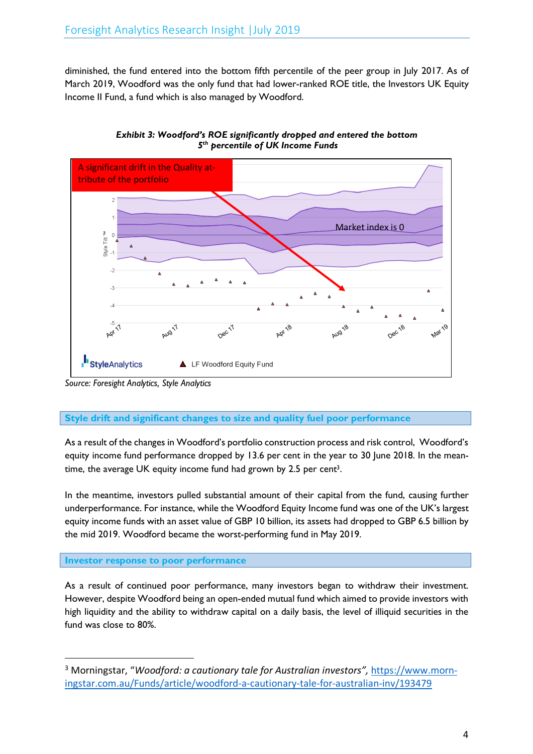diminished, the fund entered into the bottom fifth percentile of the peer group in July 2017. As of March 2019, Woodford was the only fund that had lower-ranked ROE title, the Investors UK Equity Income II Fund, a fund which is also managed by Woodford.

***Exhibit 3: Woodford's ROE significantly dropped and entered the bottom 5th percentile of UK Income Funds***

Source: Foresight Analytics, Style Analytics

## Style drift and significant changes to size and quality fuel poor performance

As a result of the changes in Woodford's portfolio construction process and risk control, Woodford's equity income fund performance dropped by 13.6 per cent in the year to 30 June 2018. In the meantime, the average UK equity income fund had grown by 2.5 per cent[3].

In the meantime, investors pulled substantial amount of their capital from the fund, causing further underperformance. For instance, while the Woodford Equity Income fund was one of the UK's largest equity income funds with an asset value of GBP 10 billion, its assets had dropped to GBP 6.5 billion by the mid 2019. Woodford became the worst-performing fund in May 2019.

## Investor response to poor performance

As a result of continued poor performance, many investors began to withdraw their investment. However, despite Woodford being an open-ended mutual fund which aimed to provide investors with high liquidity and the ability to withdraw capital on a daily basis, the level of illiquid securities in the fund was close to 80%.

---

[3] Morningstar, "*Woodford: a cautionary tale for Australian investors*", https://www.morningstar.com.au/Funds/article/woodford-a-cautionary-tale-for-australian-inv/193479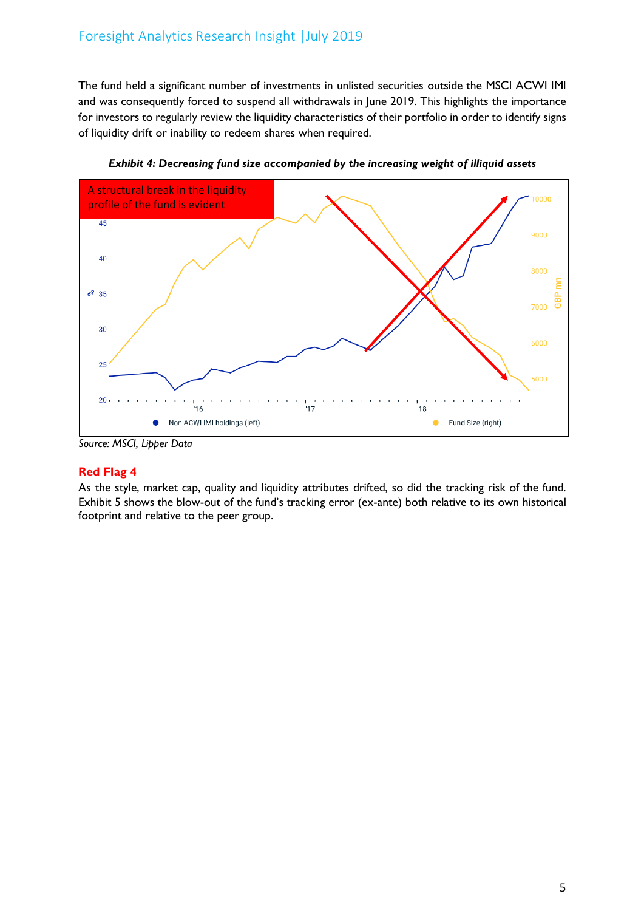The fund held a significant number of investments in unlisted securities outside the MSCI ACWI IMI and was consequently forced to suspend all withdrawals in June 2019. This highlights the importance for investors to regularly review the liquidity characteristics of their portfolio in order to identify signs of liquidity drift or inability to redeem shares when required.

***Exhibit 4: Decreasing fund size accompanied by the increasing weight of illiquid assets***

*Source: MSCI, Lipper Data*

**Red Flag 4**

As the style, market cap, quality and liquidity attributes drifted, so did the tracking risk of the fund. Exhibit 5 shows the blow-out of the fund's tracking error (ex-ante) both relative to its own historical footprint and relative to the peer group.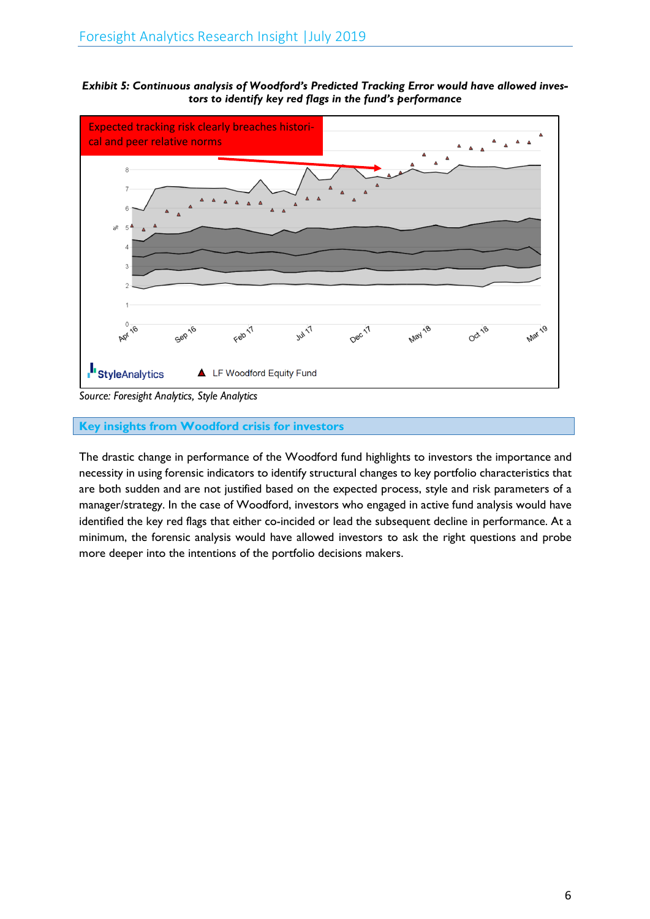***Exhibit 5: Continuous analysis of Woodford's Predicted Tracking Error would have allowed investors to identify key red flags in the fund's performance***

Expected tracking risk clearly breaches historical and peer relative norms

StyleAnalytics ▲ LF Woodford Equity Fund

*Source: Foresight Analytics, Style Analytics*

## Key insights from Woodford crisis for investors

The drastic change in performance of the Woodford fund highlights to investors the importance and necessity in using forensic indicators to identify structural changes to key portfolio characteristics that are both sudden and are not justified based on the expected process, style and risk parameters of a manager/strategy. In the case of Woodford, investors who engaged in active fund analysis would have identified the key red flags that either co-incided or lead the subsequent decline in performance. At a minimum, the forensic analysis would have allowed investors to ask the right questions and probe more deeper into the intentions of the portfolio decisions makers.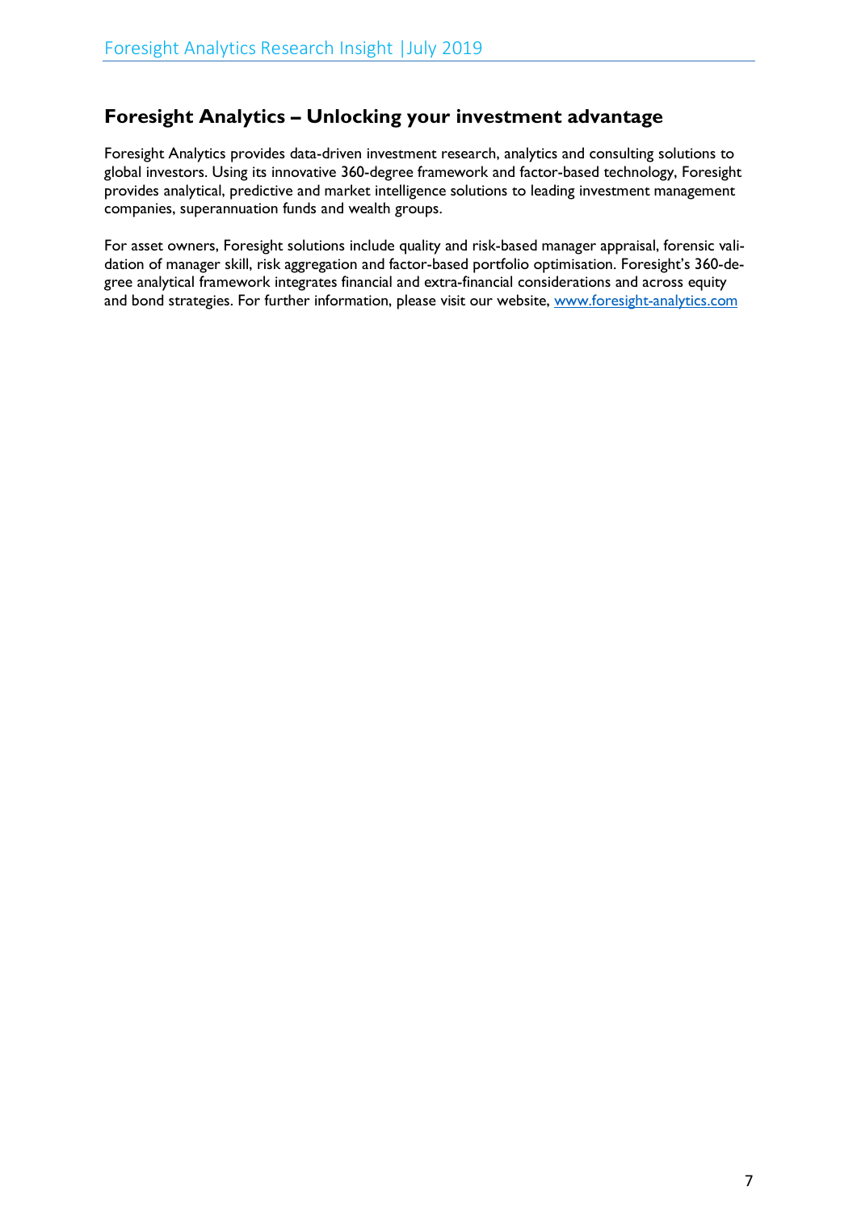## Foresight Analytics – Unlocking your investment advantage

Foresight Analytics provides data-driven investment research, analytics and consulting solutions to global investors. Using its innovative 360-degree framework and factor-based technology, Foresight provides analytical, predictive and market intelligence solutions to leading investment management companies, superannuation funds and wealth groups.

For asset owners, Foresight solutions include quality and risk-based manager appraisal, forensic validation of manager skill, risk aggregation and factor-based portfolio optimisation. Foresight's 360-degree analytical framework integrates financial and extra-financial considerations and across equity and bond strategies. For further information, please visit our website, [www.foresight-analytics.com](http://www.foresight-analytics.com)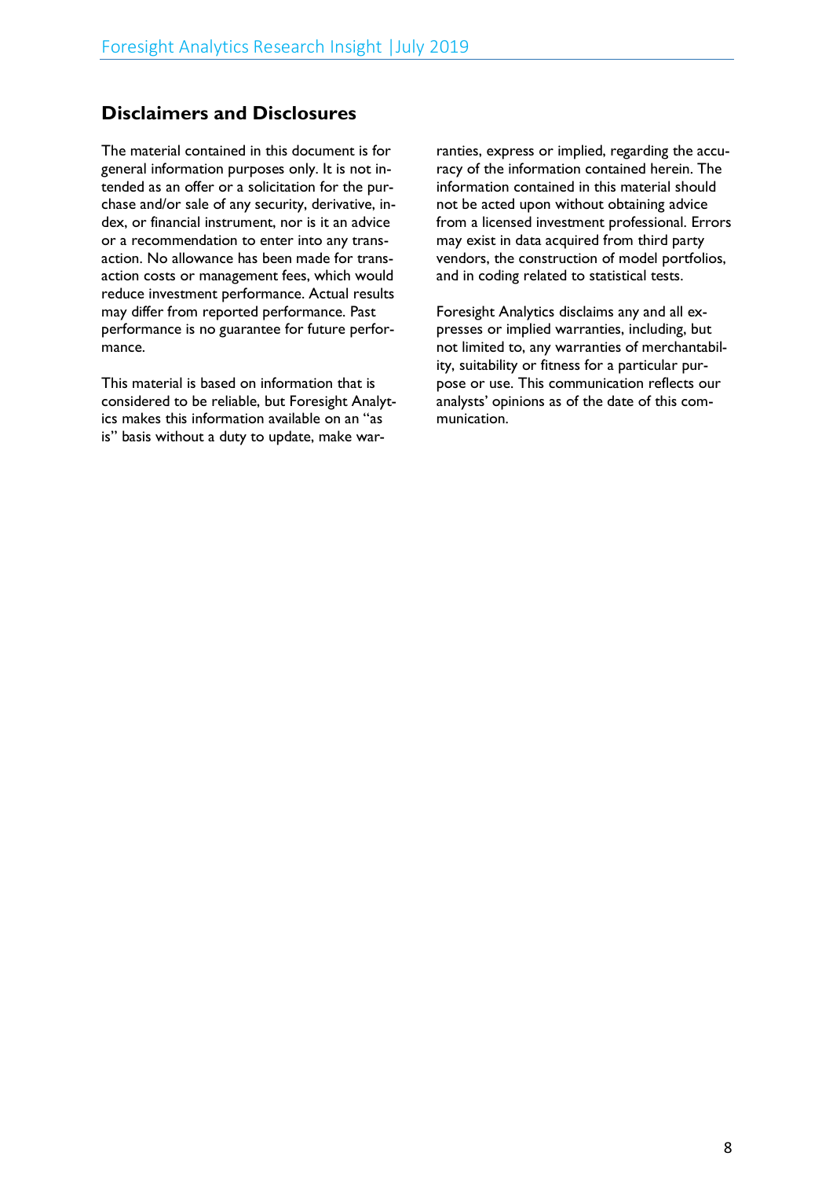## Disclaimers and Disclosures

The material contained in this document is for general information purposes only. It is not intended as an offer or a solicitation for the purchase and/or sale of any security, derivative, index, or financial instrument, nor is it an advice or a recommendation to enter into any transaction. No allowance has been made for transaction costs or management fees, which would reduce investment performance. Actual results may differ from reported performance. Past performance is no guarantee for future performance.

This material is based on information that is considered to be reliable, but Foresight Analytics makes this information available on an "as is" basis without a duty to update, make warranties, express or implied, regarding the accuracy of the information contained herein. The information contained in this material should not be acted upon without obtaining advice from a licensed investment professional. Errors may exist in data acquired from third party vendors, the construction of model portfolios, and in coding related to statistical tests.

Foresight Analytics disclaims any and all expresses or implied warranties, including, but not limited to, any warranties of merchantability, suitability or fitness for a particular purpose or use. This communication reflects our analysts' opinions as of the date of this communication.